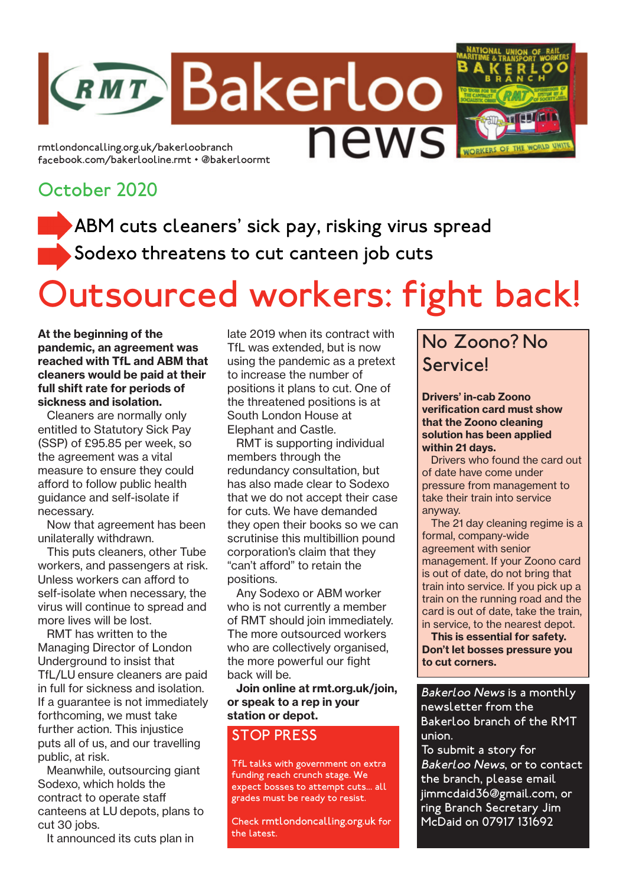# RMT Bakerloo news

rmtlondoncalling.org.uk/bakerloobranch
facebook.com/bakerlooline.rmt • @bakerloormt

National Union of Rail Maritime & Transport Workers Bakerloo Branch

## October 2020

- ABM cuts cleaners' sick pay, risking virus spread
- Sodexo threatens to cut canteen job cuts

# Outsourced workers: fight back!

**At the beginning of the pandemic, an agreement was reached with TfL and ABM that cleaners would be paid at their full shift rate for periods of sickness and isolation.**

Cleaners are normally only entitled to Statutory Sick Pay (SSP) of £95.85 per week, so the agreement was a vital measure to ensure they could afford to follow public health guidance and self-isolate if necessary.

Now that agreement has been unilaterally withdrawn.

This puts cleaners, other Tube workers, and passengers at risk. Unless workers can afford to self-isolate when necessary, the virus will continue to spread and more lives will be lost.

RMT has written to the Managing Director of London Underground to insist that TfL/LU ensure cleaners are paid in full for sickness and isolation. If a guarantee is not immediately forthcoming, we must take further action. This injustice puts all of us, and our travelling public, at risk.

Meanwhile, outsourcing giant Sodexo, which holds the contract to operate staff canteens at LU depots, plans to cut 30 jobs.

It announced its cuts plan in late 2019 when its contract with TfL was extended, but is now using the pandemic as a pretext to increase the number of positions it plans to cut. One of the threatened positions is at South London House at Elephant and Castle.

RMT is supporting individual members through the redundancy consultation, but has also made clear to Sodexo that we do not accept their case for cuts. We have demanded they open their books so we can scrutinise this multibillion pound corporation's claim that they "can't afford" to retain the positions.

Any Sodexo or ABM worker who is not currently a member of RMT should join immediately. The more outsourced workers who are collectively organised, the more powerful our fight back will be.

**Join online at rmt.org.uk/join, or speak to a rep in your station or depot.**

## STOP PRESS

TfL talks with government on extra funding reach crunch stage. We expect bosses to attempt cuts... all grades must be ready to resist.

Check rmtlondoncalling.org.uk for the latest.

## No Zoono? No Service!

**Drivers' in-cab Zoono verification card must show that the Zoono cleaning solution has been applied within 21 days.**

Drivers who found the card out of date have come under pressure from management to take their train into service anyway.

The 21 day cleaning regime is a formal, company-wide agreement with senior management. If your Zoono card is out of date, do not bring that train into service. If you pick up a train on the running road and the card is out of date, take the train, in service, to the nearest depot.

**This is essential for safety. Don't let bosses pressure you to cut corners.**

*Bakerloo News* is a monthly newsletter from the Bakerloo branch of the RMT union.

To submit a story for *Bakerloo News*, or to contact the branch, please email jimmcdaid36@gmail.com, or ring Branch Secretary Jim McDaid on 07917 131692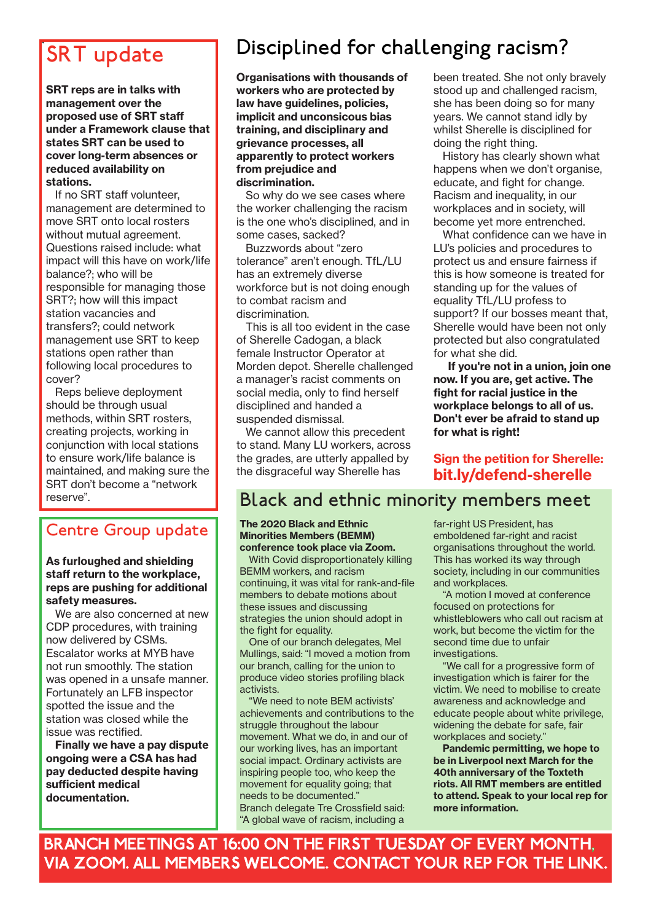## SRT update

**SRT reps are in talks with management over the proposed use of SRT staff under a Framework clause that states SRT can be used to cover long-term absences or reduced availability on stations.**

If no SRT staff volunteer, management are determined to move SRT onto local rosters without mutual agreement. Questions raised include: what impact will this have on work/life balance?; who will be responsible for managing those SRT?; how will this impact station vacancies and transfers?; could network management use SRT to keep stations open rather than following local procedures to cover?

Reps believe deployment should be through usual methods, within SRT rosters, creating projects, working in conjunction with local stations to ensure work/life balance is maintained, and making sure the SRT don't become a "network reserve".

## Centre Group update

**As furloughed and shielding staff return to the workplace, reps are pushing for additional safety measures.**

We are also concerned at new CDP procedures, with training now delivered by CSMs. Escalator works at MYB have not run smoothly. The station was opened in a unsafe manner. Fortunately an LFB inspector spotted the issue and the station was closed while the issue was rectified.

**Finally we have a pay dispute ongoing were a CSA has had pay deducted despite having sufficient medical documentation.**

## Disciplined for challenging racism?

**Organisations with thousands of workers who are protected by law have guidelines, policies, implicit and unconsicous bias training, and disciplinary and grievance processes, all apparently to protect workers from prejudice and discrimination.**

So why do we see cases where the worker challenging the racism is the one who's disciplined, and in some cases, sacked?

Buzzwords about "zero tolerance" aren't enough. TfL/LU has an extremely diverse workforce but is not doing enough to combat racism and discrimination.

This is all too evident in the case of Sherelle Cadogan, a black female Instructor Operator at Morden depot. Sherelle challenged a manager's racist comments on social media, only to find herself disciplined and handed a suspended dismissal.

We cannot allow this precedent to stand. Many LU workers, across the grades, are utterly appalled by the disgraceful way Sherelle has been treated. She not only bravely stood up and challenged racism, she has been doing so for many years. We cannot stand idly by whilst Sherelle is disciplined for doing the right thing.

History has clearly shown what happens when we don't organise, educate, and fight for change. Racism and inequality, in our workplaces and in society, will become yet more entrenched.

What confidence can we have in LU's policies and procedures to protect us and ensure fairness if this is how someone is treated for standing up for the values of equality TfL/LU profess to support? If our bosses meant that, Sherelle would have been not only protected but also congratulated for what she did.

**If you're not in a union, join one now. If you are, get active. The fight for racial justice in the workplace belongs to all of us. Don't ever be afraid to stand up for what is right!**

**Sign the petition for Sherelle: bit.ly/defend-sherelle**

## Black and ethnic minority members meet

**The 2020 Black and Ethnic Minorities Members (BEMM) conference took place via Zoom.**

With Covid disproportionately killing BEMM workers, and racism continuing, it was vital for rank-and-file members to debate motions about these issues and discussing strategies the union should adopt in the fight for equality.

One of our branch delegates, Mel Mullings, said: "I moved a motion from our branch, calling for the union to produce video stories profiling black activists.

"We need to note BEM activists' achievements and contributions to the struggle throughout the labour movement. What we do, in and our of our working lives, has an important social impact. Ordinary activists are inspiring people too, who keep the movement for equality going; that needs to be documented."

Branch delegate Tre Crossfield said: "A global wave of racism, including a far-right US President, has emboldened far-right and racist organisations throughout the world. This has worked its way through society, including in our communities and workplaces.

"A motion I moved at conference focused on protections for whistleblowers who call out racism at work, but become the victim for the second time due to unfair investigations.

"We call for a progressive form of investigation which is fairer for the victim. We need to mobilise to create awareness and acknowledge and educate people about white privilege, widening the debate for safe, fair workplaces and society."

**Pandemic permitting, we hope to be in Liverpool next March for the 40th anniversary of the Toxteth riots. All RMT members are entitled to attend. Speak to your local rep for more information.**

**BRANCH MEETINGS AT 16:00 ON THE FIRST TUESDAY OF EVERY MONTH, VIA ZOOM. ALL MEMBERS WELCOME. CONTACT YOUR REP FOR THE LINK.**